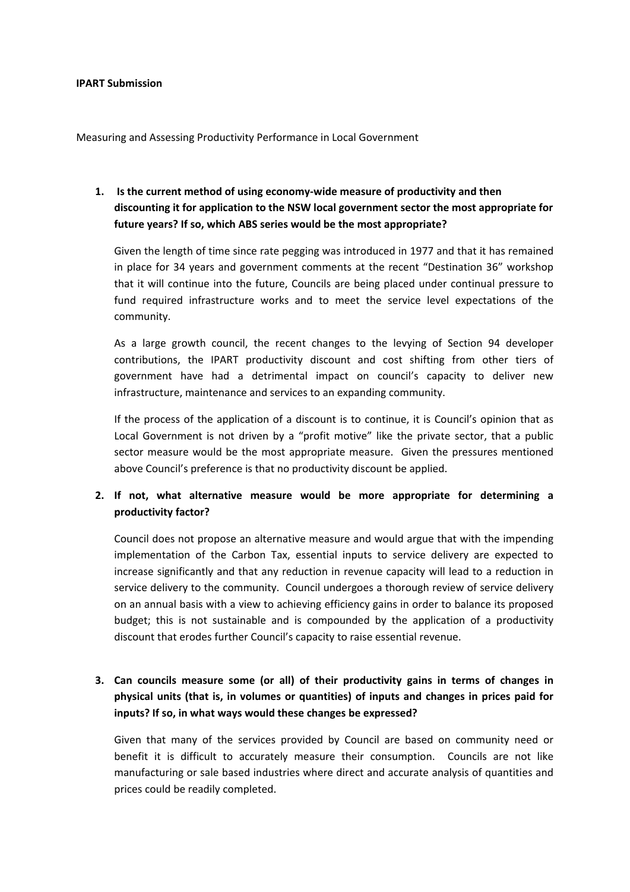**IPART Submission**

Measuring and Assessing Productivity Performance in Local Government

1. **Is the current method of using economy-wide measure of productivity and then discounting it for application to the NSW local government sector the most appropriate for future years? If so, which ABS series would be the most appropriate?**

   Given the length of time since rate pegging was introduced in 1977 and that it has remained in place for 34 years and government comments at the recent "Destination 36" workshop that it will continue into the future, Councils are being placed under continual pressure to fund required infrastructure works and to meet the service level expectations of the community.

   As a large growth council, the recent changes to the levying of Section 94 developer contributions, the IPART productivity discount and cost shifting from other tiers of government have had a detrimental impact on council's capacity to deliver new infrastructure, maintenance and services to an expanding community.

   If the process of the application of a discount is to continue, it is Council's opinion that as Local Government is not driven by a "profit motive" like the private sector, that a public sector measure would be the most appropriate measure. Given the pressures mentioned above Council's preference is that no productivity discount be applied.

2. **If not, what alternative measure would be more appropriate for determining a productivity factor?**

   Council does not propose an alternative measure and would argue that with the impending implementation of the Carbon Tax, essential inputs to service delivery are expected to increase significantly and that any reduction in revenue capacity will lead to a reduction in service delivery to the community. Council undergoes a thorough review of service delivery on an annual basis with a view to achieving efficiency gains in order to balance its proposed budget; this is not sustainable and is compounded by the application of a productivity discount that erodes further Council's capacity to raise essential revenue.

3. **Can councils measure some (or all) of their productivity gains in terms of changes in physical units (that is, in volumes or quantities) of inputs and changes in prices paid for inputs? If so, in what ways would these changes be expressed?**

   Given that many of the services provided by Council are based on community need or benefit it is difficult to accurately measure their consumption. Councils are not like manufacturing or sale based industries where direct and accurate analysis of quantities and prices could be readily completed.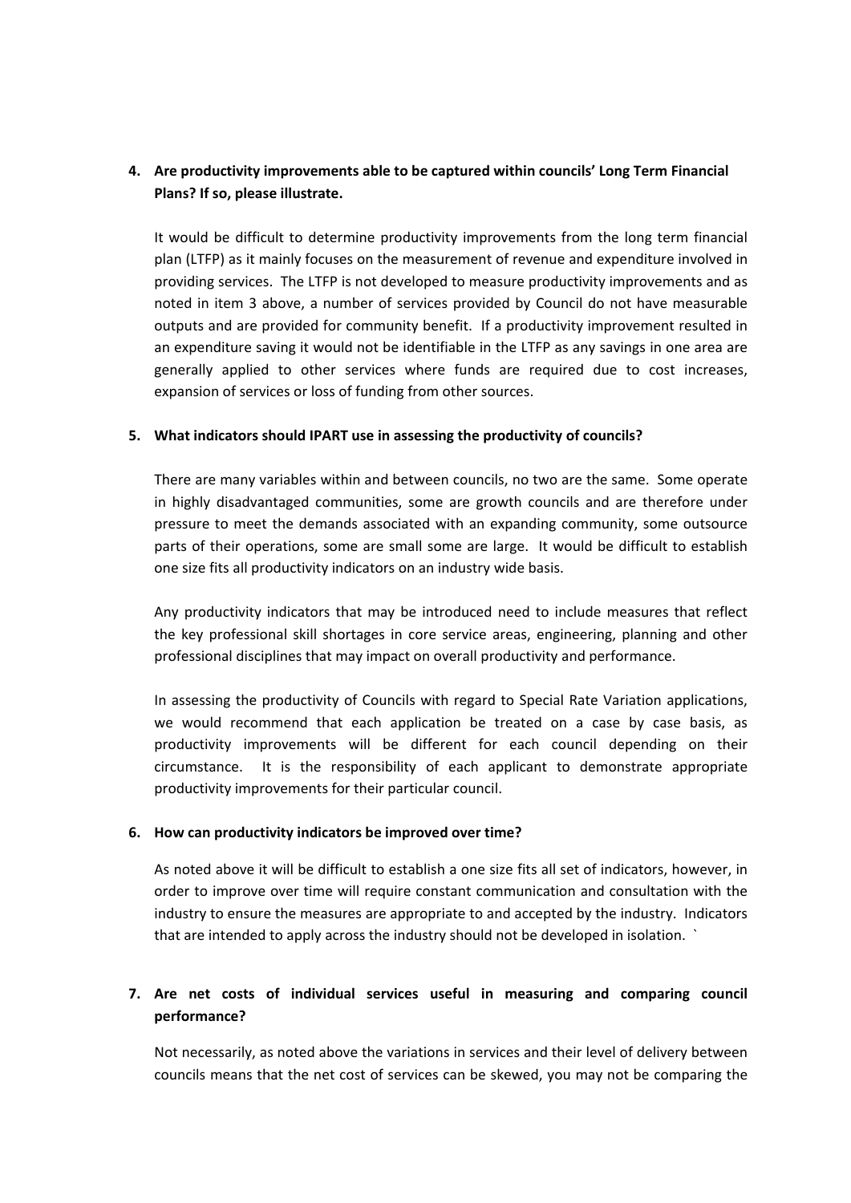**4. Are productivity improvements able to be captured within councils' Long Term Financial Plans? If so, please illustrate.**

It would be difficult to determine productivity improvements from the long term financial plan (LTFP) as it mainly focuses on the measurement of revenue and expenditure involved in providing services. The LTFP is not developed to measure productivity improvements and as noted in item 3 above, a number of services provided by Council do not have measurable outputs and are provided for community benefit. If a productivity improvement resulted in an expenditure saving it would not be identifiable in the LTFP as any savings in one area are generally applied to other services where funds are required due to cost increases, expansion of services or loss of funding from other sources.

**5. What indicators should IPART use in assessing the productivity of councils?**

There are many variables within and between councils, no two are the same. Some operate in highly disadvantaged communities, some are growth councils and are therefore under pressure to meet the demands associated with an expanding community, some outsource parts of their operations, some are small some are large. It would be difficult to establish one size fits all productivity indicators on an industry wide basis.

Any productivity indicators that may be introduced need to include measures that reflect the key professional skill shortages in core service areas, engineering, planning and other professional disciplines that may impact on overall productivity and performance.

In assessing the productivity of Councils with regard to Special Rate Variation applications, we would recommend that each application be treated on a case by case basis, as productivity improvements will be different for each council depending on their circumstance. It is the responsibility of each applicant to demonstrate appropriate productivity improvements for their particular council.

**6. How can productivity indicators be improved over time?**

As noted above it will be difficult to establish a one size fits all set of indicators, however, in order to improve over time will require constant communication and consultation with the industry to ensure the measures are appropriate to and accepted by the industry. Indicators that are intended to apply across the industry should not be developed in isolation. `

**7. Are net costs of individual services useful in measuring and comparing council performance?**

Not necessarily, as noted above the variations in services and their level of delivery between councils means that the net cost of services can be skewed, you may not be comparing the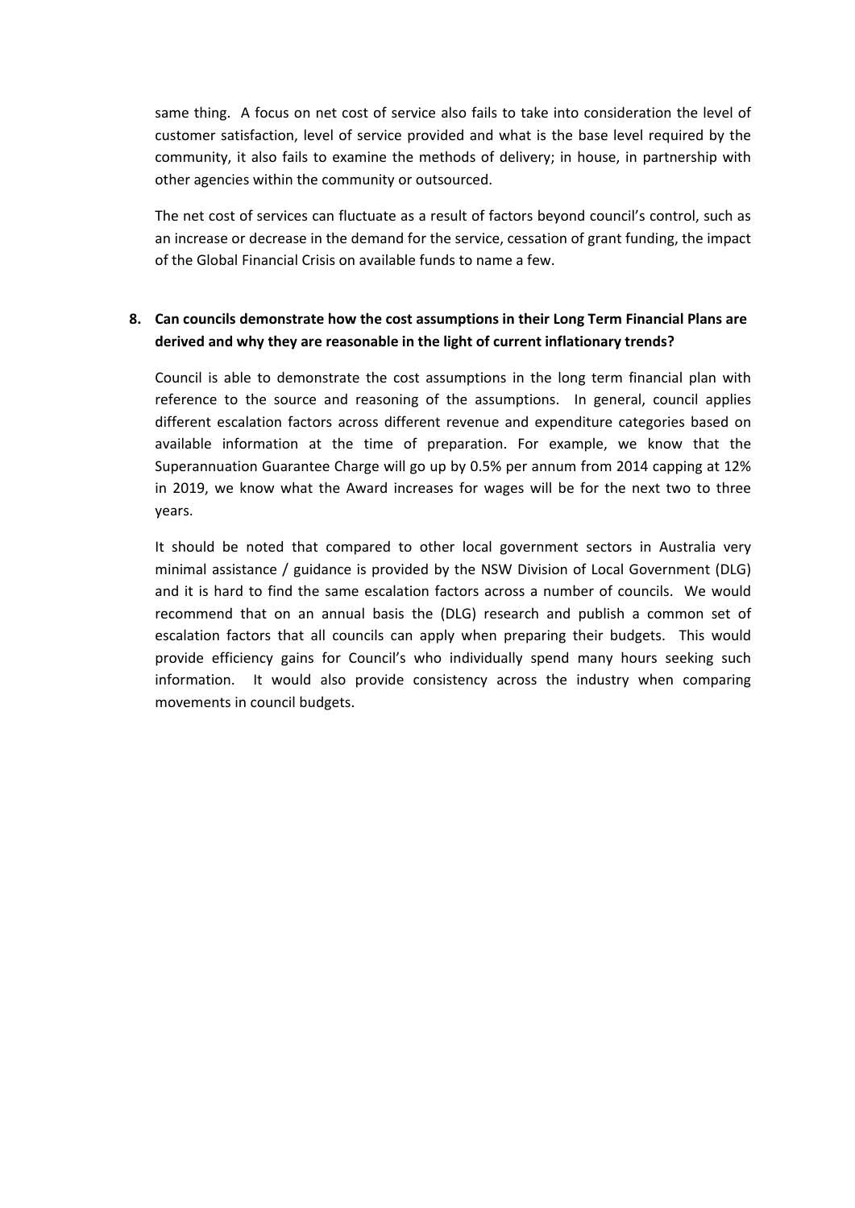same thing. A focus on net cost of service also fails to take into consideration the level of customer satisfaction, level of service provided and what is the base level required by the community, it also fails to examine the methods of delivery; in house, in partnership with other agencies within the community or outsourced.

The net cost of services can fluctuate as a result of factors beyond council's control, such as an increase or decrease in the demand for the service, cessation of grant funding, the impact of the Global Financial Crisis on available funds to name a few.

8. **Can councils demonstrate how the cost assumptions in their Long Term Financial Plans are derived and why they are reasonable in the light of current inflationary trends?**

   Council is able to demonstrate the cost assumptions in the long term financial plan with reference to the source and reasoning of the assumptions. In general, council applies different escalation factors across different revenue and expenditure categories based on available information at the time of preparation. For example, we know that the Superannuation Guarantee Charge will go up by 0.5% per annum from 2014 capping at 12% in 2019, we know what the Award increases for wages will be for the next two to three years.

   It should be noted that compared to other local government sectors in Australia very minimal assistance / guidance is provided by the NSW Division of Local Government (DLG) and it is hard to find the same escalation factors across a number of councils. We would recommend that on an annual basis the (DLG) research and publish a common set of escalation factors that all councils can apply when preparing their budgets. This would provide efficiency gains for Council's who individually spend many hours seeking such information. It would also provide consistency across the industry when comparing movements in council budgets.